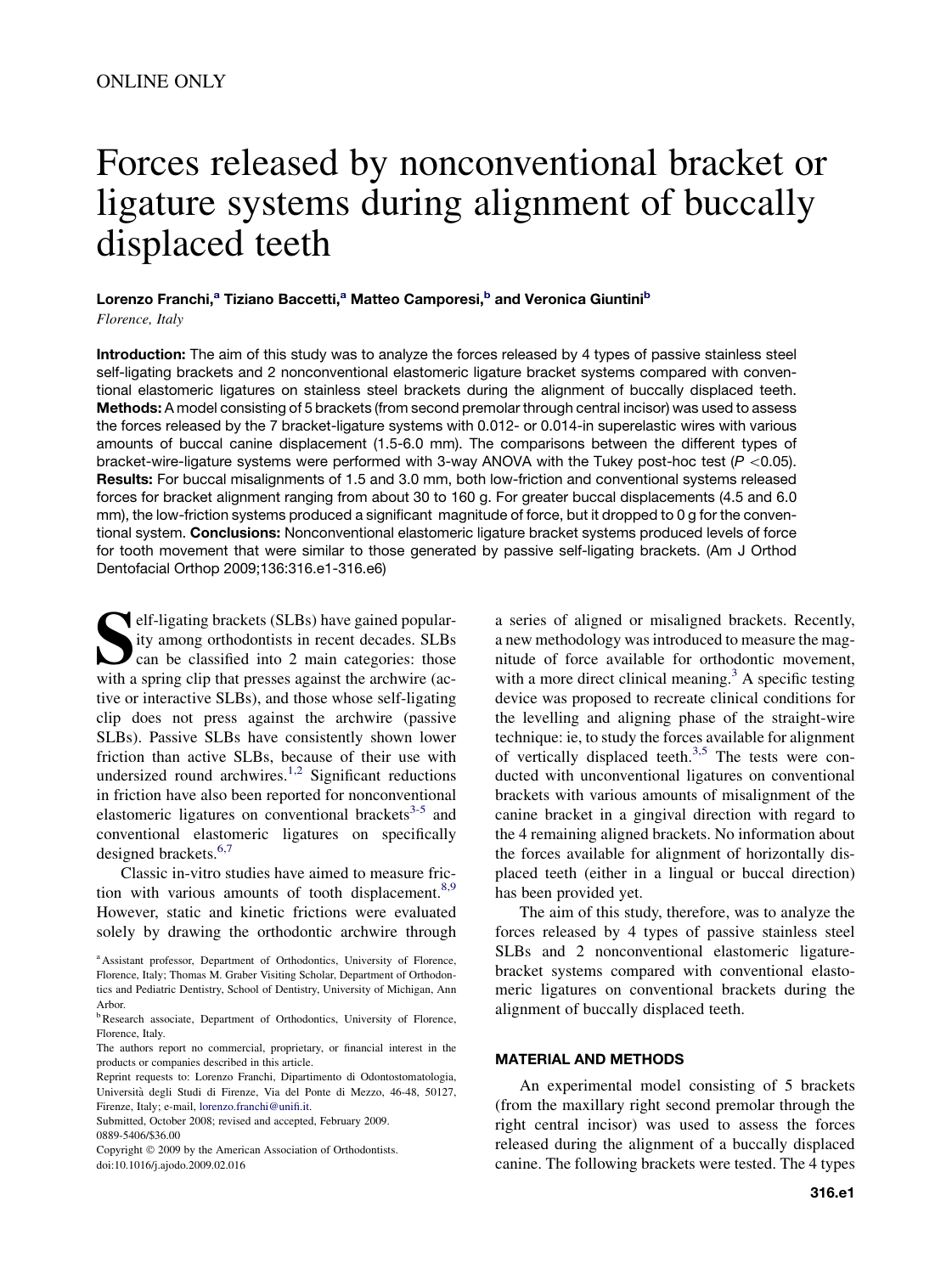ONLINE ONLY

# Forces released by nonconventional bracket or ligature systems during alignment of buccally displaced teeth

**Lorenzo Franchi,[a] Tiziano Baccetti,[a] Matteo Camporesi,[b] and Veronica Giuntini[b]**

*Florence, Italy*

**Introduction:** The aim of this study was to analyze the forces released by 4 types of passive stainless steel self-ligating brackets and 2 nonconventional elastomeric ligature bracket systems compared with conventional elastomeric ligatures on stainless steel brackets during the alignment of buccally displaced teeth. **Methods:** A model consisting of 5 brackets (from second premolar through central incisor) was used to assess the forces released by the 7 bracket-ligature systems with 0.012- or 0.014-in superelastic wires with various amounts of buccal canine displacement (1.5-6.0 mm). The comparisons between the different types of bracket-wire-ligature systems were performed with 3-way ANOVA with the Tukey post-hoc test ($P < 0.05$). **Results:** For buccal misalignments of 1.5 and 3.0 mm, both low-friction and conventional systems released forces for bracket alignment ranging from about 30 to 160 g. For greater buccal displacements (4.5 and 6.0 mm), the low-friction systems produced a significant magnitude of force, but it dropped to 0 g for the conventional system. **Conclusions:** Nonconventional elastomeric ligature bracket systems produced levels of force for tooth movement that were similar to those generated by passive self-ligating brackets. (Am J Orthod Dentofacial Orthop 2009;136:316.e1-316.e6)

Self-ligating brackets (SLBs) have gained popularity among orthodontists in recent decades. SLBs can be classified into 2 main categories: those with a spring clip that presses against the archwire (active or interactive SLBs), and those whose self-ligating clip does not press against the archwire (passive SLBs). Passive SLBs have consistently shown lower friction than active SLBs, because of their use with undersized round archwires.[1,2] Significant reductions in friction have also been reported for nonconventional elastomeric ligatures on conventional brackets[3-5] and conventional elastomeric ligatures on specifically designed brackets.[6,7]

Classic in-vitro studies have aimed to measure friction with various amounts of tooth displacement.[8,9] However, static and kinetic frictions were evaluated solely by drawing the orthodontic archwire through a series of aligned or misaligned brackets. Recently, a new methodology was introduced to measure the magnitude of force available for orthodontic movement, with a more direct clinical meaning.[3] A specific testing device was proposed to recreate clinical conditions for the levelling and aligning phase of the straight-wire technique: ie, to study the forces available for alignment of vertically displaced teeth.[3,5] The tests were conducted with unconventional ligatures on conventional brackets with various amounts of misalignment of the canine bracket in a gingival direction with regard to the 4 remaining aligned brackets. No information about the forces available for alignment of horizontally displaced teeth (either in a lingual or buccal direction) has been provided yet.

The aim of this study, therefore, was to analyze the forces released by 4 types of passive stainless steel SLBs and 2 nonconventional elastomeric ligature-bracket systems compared with conventional elastomeric ligatures on conventional brackets during the alignment of buccally displaced teeth.

## MATERIAL AND METHODS

An experimental model consisting of 5 brackets (from the maxillary right second premolar through the right central incisor) was used to assess the forces released during the alignment of a buccally displaced canine. The following brackets were tested. The 4 types

[a] Assistant professor, Department of Orthodontics, University of Florence, Florence, Italy; Thomas M. Graber Visiting Scholar, Department of Orthodontics and Pediatric Dentistry, School of Dentistry, University of Michigan, Ann Arbor.

[b] Research associate, Department of Orthodontics, University of Florence, Florence, Italy.

The authors report no commercial, proprietary, or financial interest in the products or companies described in this article.

Reprint requests to: Lorenzo Franchi, Dipartimento di Odontostomatologia, Università degli Studi di Firenze, Via del Ponte di Mezzo, 46-48, 50127, Firenze, Italy; e-mail, lorenzo.franchi@unifi.it.

Submitted, October 2008; revised and accepted, February 2009.

0889-5406/$36.00

Copyright © 2009 by the American Association of Orthodontists.

doi:10.1016/j.ajodo.2009.02.016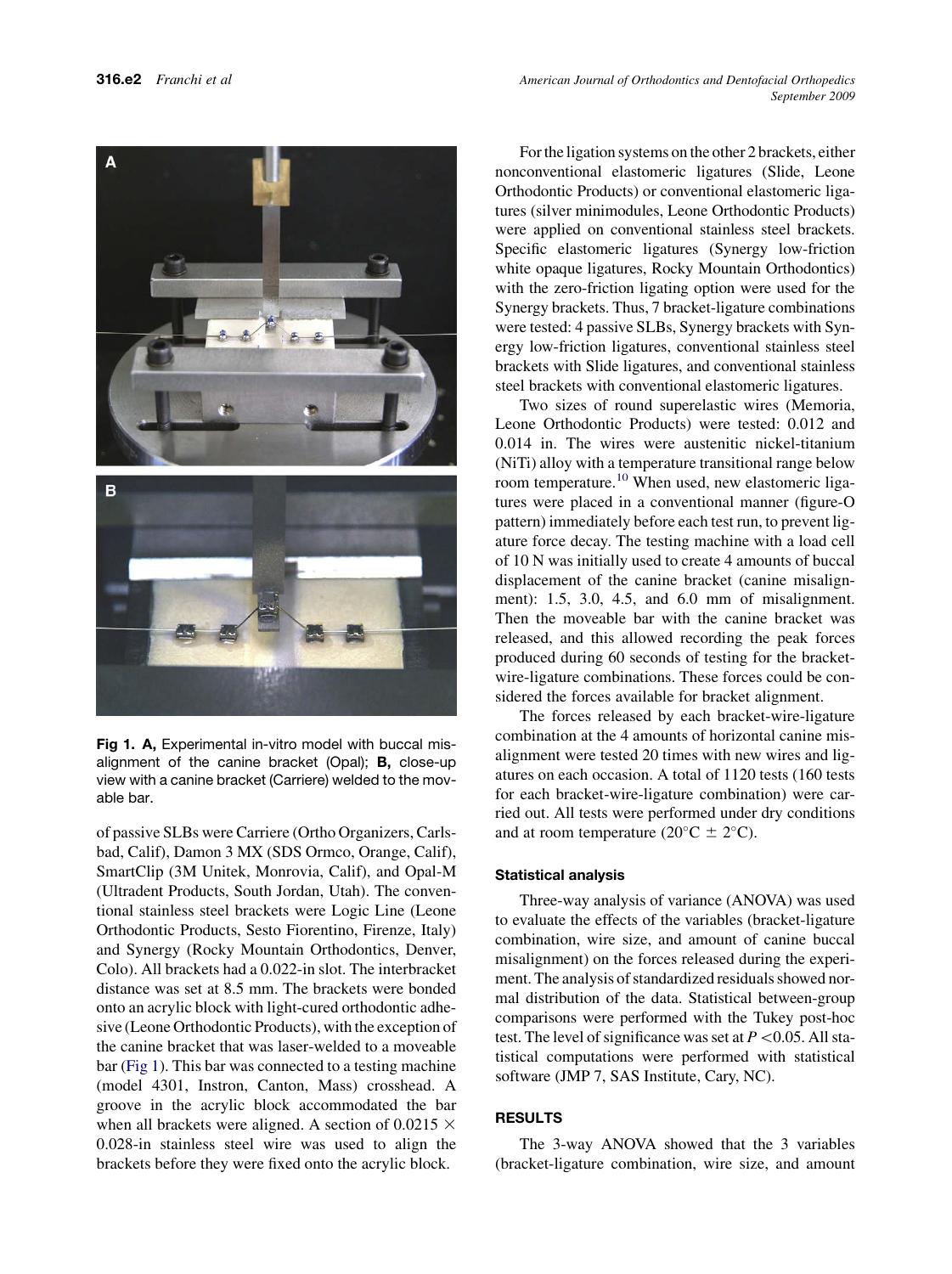**Fig 1. A,** Experimental in-vitro model with buccal misalignment of the canine bracket (Opal); **B,** close-up view with a canine bracket (Carriere) welded to the movable bar.

of passive SLBs were Carriere (Ortho Organizers, Carlsbad, Calif), Damon 3 MX (SDS Ormco, Orange, Calif), SmartClip (3M Unitek, Monrovia, Calif), and Opal-M (Ultradent Products, South Jordan, Utah). The conventional stainless steel brackets were Logic Line (Leone Orthodontic Products, Sesto Fiorentino, Firenze, Italy) and Synergy (Rocky Mountain Orthodontics, Denver, Colo). All brackets had a 0.022-in slot. The interbracket distance was set at 8.5 mm. The brackets were bonded onto an acrylic block with light-cured orthodontic adhesive (Leone Orthodontic Products), with the exception of the canine bracket that was laser-welded to a moveable bar (Fig 1). This bar was connected to a testing machine (model 4301, Instron, Canton, Mass) crosshead. A groove in the acrylic block accommodated the bar when all brackets were aligned. A section of 0.0215 × 0.028-in stainless steel wire was used to align the brackets before they were fixed onto the acrylic block.

For the ligation systems on the other 2 brackets, either nonconventional elastomeric ligatures (Slide, Leone Orthodontic Products) or conventional elastomeric ligatures (silver minimodules, Leone Orthodontic Products) were applied on conventional stainless steel brackets. Specific elastomeric ligatures (Synergy low-friction white opaque ligatures, Rocky Mountain Orthodontics) with the zero-friction ligating option were used for the Synergy brackets. Thus, 7 bracket-ligature combinations were tested: 4 passive SLBs, Synergy brackets with Synergy low-friction ligatures, conventional stainless steel brackets with Slide ligatures, and conventional stainless steel brackets with conventional elastomeric ligatures.

Two sizes of round superelastic wires (Memoria, Leone Orthodontic Products) were tested: 0.012 and 0.014 in. The wires were austenitic nickel-titanium (NiTi) alloy with a temperature transitional range below room temperature.[10] When used, new elastomeric ligatures were placed in a conventional manner (figure-O pattern) immediately before each test run, to prevent ligature force decay. The testing machine with a load cell of 10 N was initially used to create 4 amounts of buccal displacement of the canine bracket (canine misalignment): 1.5, 3.0, 4.5, and 6.0 mm of misalignment. Then the moveable bar with the canine bracket was released, and this allowed recording the peak forces produced during 60 seconds of testing for the bracket-wire-ligature combinations. These forces could be considered the forces available for bracket alignment.

The forces released by each bracket-wire-ligature combination at the 4 amounts of horizontal canine misalignment were tested 20 times with new wires and ligatures on each occasion. A total of 1120 tests (160 tests for each bracket-wire-ligature combination) were carried out. All tests were performed under dry conditions and at room temperature (20°C ± 2°C).

### Statistical analysis

Three-way analysis of variance (ANOVA) was used to evaluate the effects of the variables (bracket-ligature combination, wire size, and amount of canine buccal misalignment) on the forces released during the experiment. The analysis of standardized residuals showed normal distribution of the data. Statistical between-group comparisons were performed with the Tukey post-hoc test. The level of significance was set at $P < 0.05$. All statistical computations were performed with statistical software (JMP 7, SAS Institute, Cary, NC).

## RESULTS

The 3-way ANOVA showed that the 3 variables (bracket-ligature combination, wire size, and amount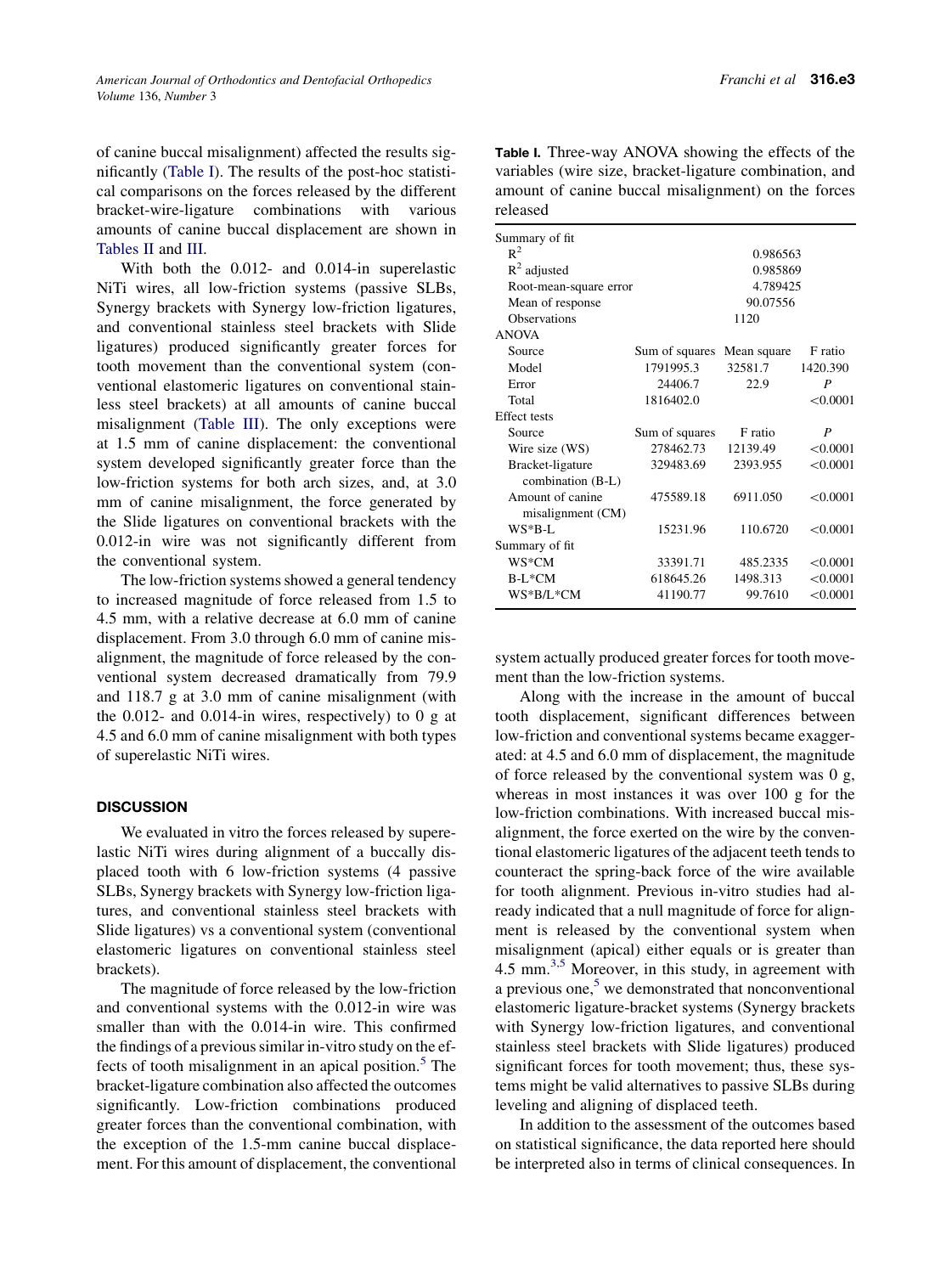of canine buccal misalignment) affected the results significantly (Table I). The results of the post-hoc statistical comparisons on the forces released by the different bracket-wire-ligature combinations with various amounts of canine buccal displacement are shown in Tables II and III.

With both the 0.012- and 0.014-in superelastic NiTi wires, all low-friction systems (passive SLBs, Synergy brackets with Synergy low-friction ligatures, and conventional stainless steel brackets with Slide ligatures) produced significantly greater forces for tooth movement than the conventional system (conventional elastomeric ligatures on conventional stainless steel brackets) at all amounts of canine buccal misalignment (Table III). The only exceptions were at 1.5 mm of canine displacement: the conventional system developed significantly greater force than the low-friction systems for both arch sizes, and, at 3.0 mm of canine misalignment, the force generated by the Slide ligatures on conventional brackets with the 0.012-in wire was not significantly different from the conventional system.

The low-friction systems showed a general tendency to increased magnitude of force released from 1.5 to 4.5 mm, with a relative decrease at 6.0 mm of canine displacement. From 3.0 through 6.0 mm of canine misalignment, the magnitude of force released by the conventional system decreased dramatically from 79.9 and 118.7 g at 3.0 mm of canine misalignment (with the 0.012- and 0.014-in wires, respectively) to 0 g at 4.5 and 6.0 mm of canine misalignment with both types of superelastic NiTi wires.

**Table I.** Three-way ANOVA showing the effects of the variables (wire size, bracket-ligature combination, and amount of canine buccal misalignment) on the forces released

| | | | |
|---|---|---|---|
| Summary of fit | | | |
| $R^2$ | | 0.986563 | |
| $R^2$ adjusted | | 0.985869 | |
| Root-mean-square error | | 4.789425 | |
| Mean of response | | 90.07556 | |
| Observations | | 1120 | |
| ANOVA | | | |
| Source | Sum of squares | Mean square | F ratio |
| Model | 1791995.3 | 32581.7 | 1420.390 |
| Error | 24406.7 | 22.9 | *P* |
| Total | 1816402.0 | | <0.0001 |
| Effect tests | | | |
| Source | Sum of squares | F ratio | *P* |
| Wire size (WS) | 278462.73 | 12139.49 | <0.0001 |
| Bracket-ligature combination (B-L) | 329483.69 | 2393.955 | <0.0001 |
| Amount of canine misalignment (CM) | 475589.18 | 6911.050 | <0.0001 |
| WS*B-L | 15231.96 | 110.6720 | <0.0001 |
| Summary of fit | | | |
| WS*CM | 33391.71 | 485.2335 | <0.0001 |
| B-L*CM | 618645.26 | 1498.313 | <0.0001 |
| WS*B/L*CM | 41190.77 | 99.7610 | <0.0001 |

## DISCUSSION

We evaluated in vitro the forces released by superelastic NiTi wires during alignment of a buccally displaced tooth with 6 low-friction systems (4 passive SLBs, Synergy brackets with Synergy low-friction ligatures, and conventional stainless steel brackets with Slide ligatures) vs a conventional system (conventional elastomeric ligatures on conventional stainless steel brackets).

The magnitude of force released by the low-friction and conventional systems with the 0.012-in wire was smaller than with the 0.014-in wire. This confirmed the findings of a previous similar in-vitro study on the effects of tooth misalignment in an apical position.[5] The bracket-ligature combination also affected the outcomes significantly. Low-friction combinations produced greater forces than the conventional combination, with the exception of the 1.5-mm canine buccal displacement. For this amount of displacement, the conventional system actually produced greater forces for tooth movement than the low-friction systems.

Along with the increase in the amount of buccal tooth displacement, significant differences between low-friction and conventional systems became exaggerated: at 4.5 and 6.0 mm of displacement, the magnitude of force released by the conventional system was 0 g, whereas in most instances it was over 100 g for the low-friction combinations. With increased buccal misalignment, the force exerted on the wire by the conventional elastomeric ligatures of the adjacent teeth tends to counteract the spring-back force of the wire available for tooth alignment. Previous in-vitro studies had already indicated that a null magnitude of force for alignment is released by the conventional system when misalignment (apical) either equals or is greater than 4.5 mm.[3,5] Moreover, in this study, in agreement with a previous one,[5] we demonstrated that nonconventional elastomeric ligature-bracket systems (Synergy brackets with Synergy low-friction ligatures, and conventional stainless steel brackets with Slide ligatures) produced significant forces for tooth movement; thus, these systems might be valid alternatives to passive SLBs during leveling and aligning of displaced teeth.

In addition to the assessment of the outcomes based on statistical significance, the data reported here should be interpreted also in terms of clinical consequences. In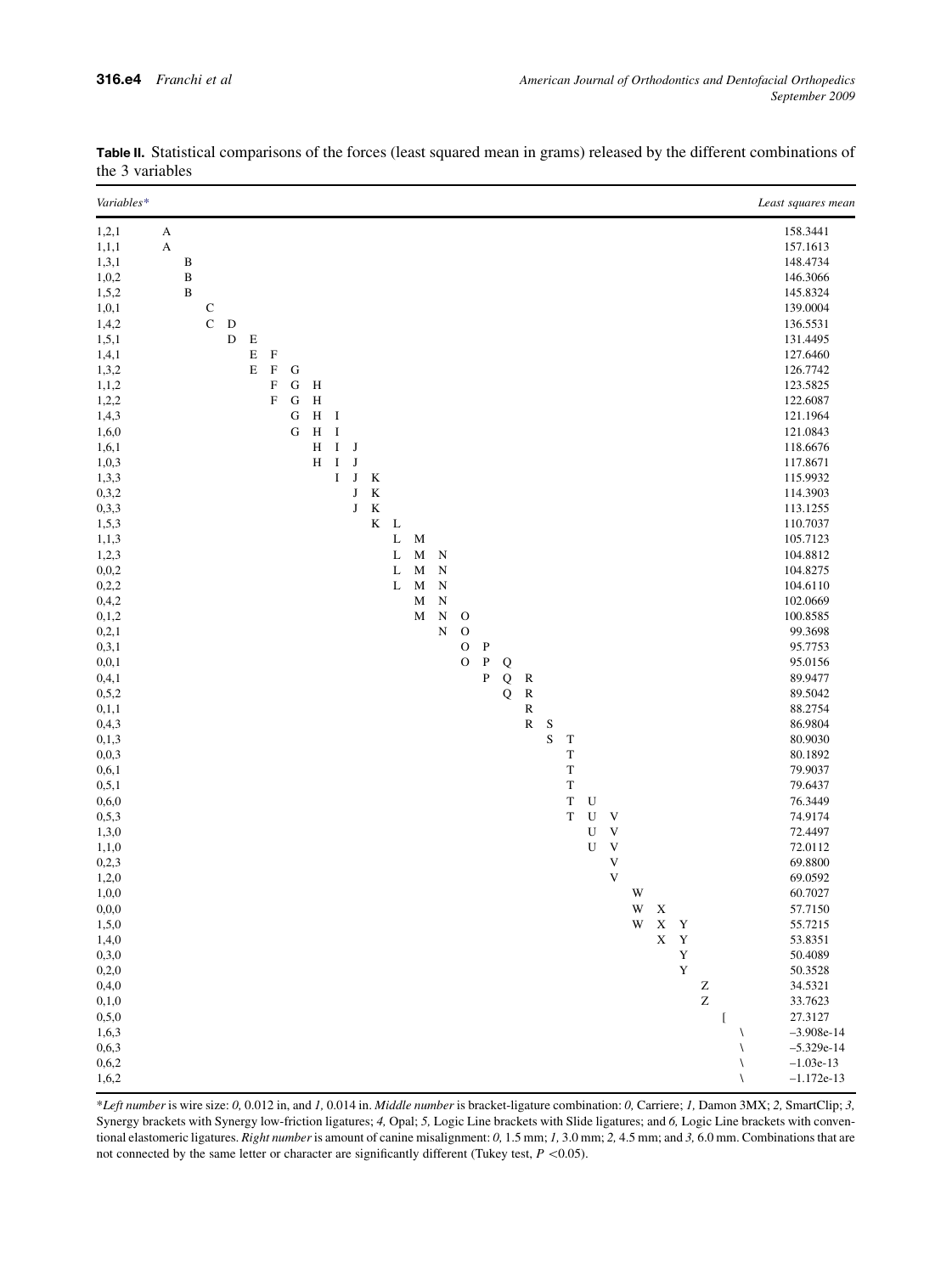**Table II.** Statistical comparisons of the forces (least squared mean in grams) released by the different combinations of the 3 variables

| *Variables** | | Least squares mean |
|---|---|---|
| 1,2,1 | A | 158.3441 |
| 1,1,1 | A | 157.1613 |
| 1,3,1 | B | 148.4734 |
| 1,0,2 | B | 146.3066 |
| 1,5,2 | B | 145.8324 |
| 1,0,1 | C | 139.0004 |
| 1,4,2 | C D | 136.5531 |
| 1,5,1 | D E | 131.4495 |
| 1,4,1 | E F | 127.6460 |
| 1,3,2 | E F G | 126.7742 |
| 1,1,2 | F G H | 123.5825 |
| 1,2,2 | F G H | 122.6087 |
| 1,4,3 | G H I | 121.1964 |
| 1,6,0 | G H I | 121.0843 |
| 1,6,1 | H I J | 118.6676 |
| 1,0,3 | H I J | 117.8671 |
| 1,3,3 | I J K | 115.9932 |
| 0,3,2 | J K | 114.3903 |
| 0,3,3 | J K | 113.1255 |
| 1,5,3 | K L | 110.7037 |
| 1,1,3 | L M | 105.7123 |
| 1,2,3 | L M N | 104.8812 |
| 0,0,2 | L M N | 104.8275 |
| 0,2,2 | L M N | 104.6110 |
| 0,4,2 | M N | 102.0669 |
| 0,1,2 | M N O | 100.8585 |
| 0,2,1 | N O | 99.3698 |
| 0,3,1 | O P | 95.7753 |
| 0,0,1 | O P Q | 95.0156 |
| 0,4,1 | P Q R | 89.9477 |
| 0,5,2 | Q R | 89.5042 |
| 0,1,1 | R | 88.2754 |
| 0,4,3 | R S | 86.9804 |
| 0,1,3 | S T | 80.9030 |
| 0,0,3 | T | 80.1892 |
| 0,6,1 | T | 79.9037 |
| 0,5,1 | T | 79.6437 |
| 0,6,0 | T U | 76.3449 |
| 0,5,3 | T U V | 74.9174 |
| 1,3,0 | U V | 72.4497 |
| 1,1,0 | U V | 72.0112 |
| 0,2,3 | V | 69.8800 |
| 1,2,0 | V | 69.0592 |
| 1,0,0 | W | 60.7027 |
| 0,0,0 | W X | 57.7150 |
| 1,5,0 | W X Y | 55.7215 |
| 1,4,0 | X Y | 53.8351 |
| 0,3,0 | Y | 50.4089 |
| 0,2,0 | Y | 50.3528 |
| 0,4,0 | Z | 34.5321 |
| 0,1,0 | Z | 33.7623 |
| 0,5,0 | [ | 27.3127 |
| 1,6,3 | \ | −3.908e-14 |
| 0,6,3 | \ | −5.329e-14 |
| 0,6,2 | \ | −1.03e-13 |
| 1,6,2 | \ | −1.172e-13 |

*\*Left number* is wire size: *0,* 0.012 in, and *1,* 0.014 in. *Middle number* is bracket-ligature combination: *0,* Carriere; *1,* Damon 3MX; *2,* SmartClip; *3,* Synergy brackets with Synergy low-friction ligatures; *4,* Opal; *5,* Logic Line brackets with Slide ligatures; and *6,* Logic Line brackets with conventional elastomeric ligatures. *Right number* is amount of canine misalignment: *0,* 1.5 mm; *1,* 3.0 mm; *2,* 4.5 mm; and *3,* 6.0 mm. Combinations that are not connected by the same letter or character are significantly different (Tukey test, $P < 0.05$).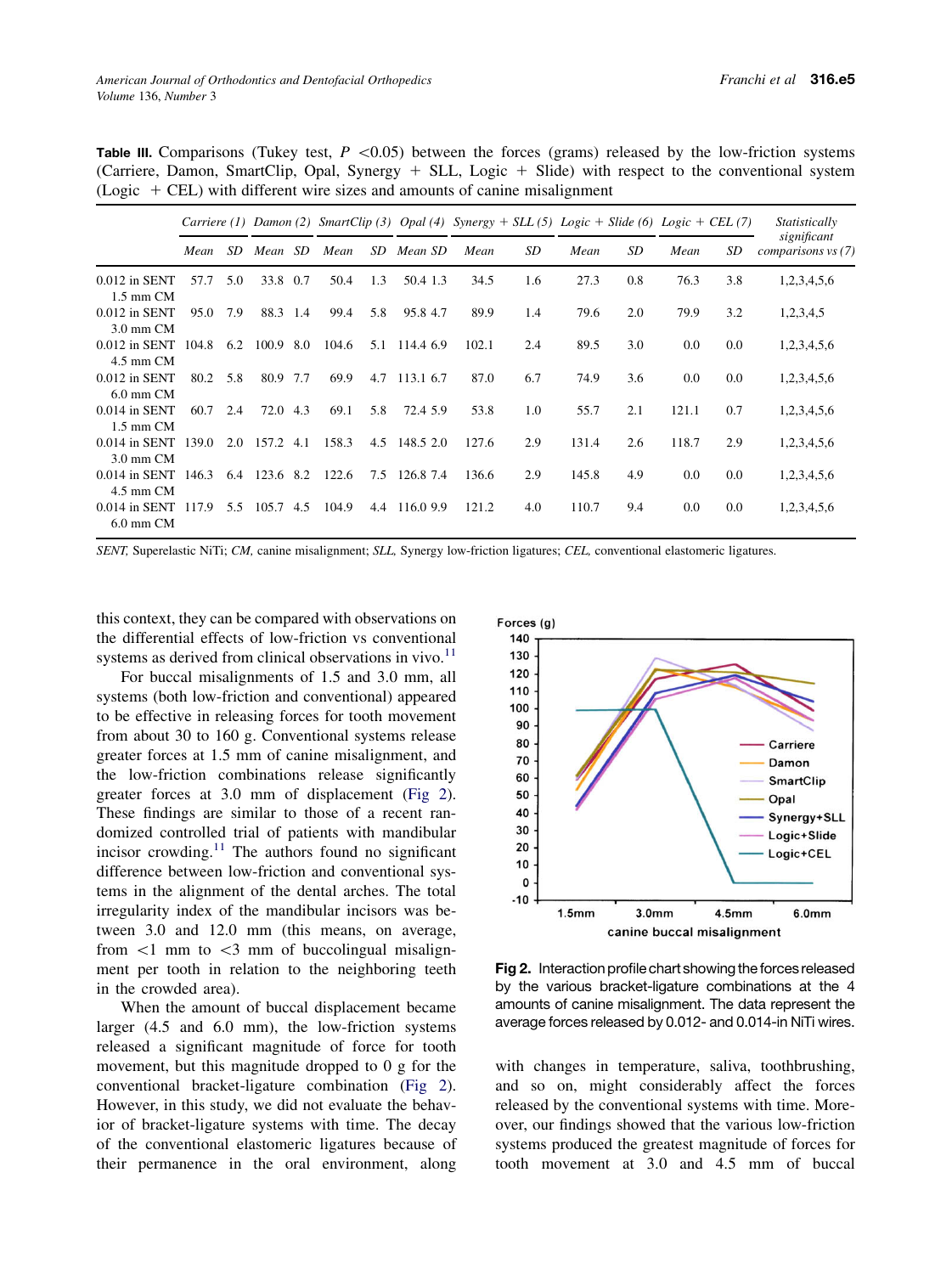**Table III.** Comparisons (Tukey test, $P$ <0.05) between the forces (grams) released by the low-friction systems (Carriere, Damon, SmartClip, Opal, Synergy + SLL, Logic + Slide) with respect to the conventional system (Logic + CEL) with different wire sizes and amounts of canine misalignment

| | *Carriere (1)* | | *Damon (2)* | | *SmartClip (3)* | | *Opal (4)* | | *Synergy + SLL (5)* | | *Logic + Slide (6)* | | *Logic + CEL (7)* | | *Statistically significant comparisons vs (7)* |
|---|---|---|---|---|---|---|---|---|---|---|---|---|---|---|---|
| | *Mean* | *SD* | *Mean* | *SD* | *Mean* | *SD* | *Mean* | *SD* | *Mean* | *SD* | *Mean* | *SD* | *Mean* | *SD* | |
| 0.012 in SENT 1.5 mm CM | 57.7 | 5.0 | 33.8 | 0.7 | 50.4 | 1.3 | 50.4 | 1.3 | 34.5 | 1.6 | 27.3 | 0.8 | 76.3 | 3.8 | 1,2,3,4,5,6 |
| 0.012 in SENT 3.0 mm CM | 95.0 | 7.9 | 88.3 | 1.4 | 99.4 | 5.8 | 95.8 | 4.7 | 89.9 | 1.4 | 79.6 | 2.0 | 79.9 | 3.2 | 1,2,3,4,5 |
| 0.012 in SENT 4.5 mm CM | 104.8 | 6.2 | 100.9 | 8.0 | 104.6 | 5.1 | 114.4 | 6.9 | 102.1 | 2.4 | 89.5 | 3.0 | 0.0 | 0.0 | 1,2,3,4,5,6 |
| 0.012 in SENT 6.0 mm CM | 80.2 | 5.8 | 80.9 | 7.7 | 69.9 | 4.7 | 113.1 | 6.7 | 87.0 | 6.7 | 74.9 | 3.6 | 0.0 | 0.0 | 1,2,3,4,5,6 |
| 0.014 in SENT 1.5 mm CM | 60.7 | 2.4 | 72.0 | 4.3 | 69.1 | 5.8 | 72.4 | 5.9 | 53.8 | 1.0 | 55.7 | 2.1 | 121.1 | 0.7 | 1,2,3,4,5,6 |
| 0.014 in SENT 3.0 mm CM | 139.0 | 2.0 | 157.2 | 4.1 | 158.3 | 4.5 | 148.5 | 2.0 | 127.6 | 2.9 | 131.4 | 2.6 | 118.7 | 2.9 | 1,2,3,4,5,6 |
| 0.014 in SENT 4.5 mm CM | 146.3 | 6.4 | 123.6 | 8.2 | 122.6 | 7.5 | 126.8 | 7.4 | 136.6 | 2.9 | 145.8 | 4.9 | 0.0 | 0.0 | 1,2,3,4,5,6 |
| 0.014 in SENT 6.0 mm CM | 117.9 | 5.5 | 105.7 | 4.5 | 104.9 | 4.4 | 116.0 | 9.9 | 121.2 | 4.0 | 110.7 | 9.4 | 0.0 | 0.0 | 1,2,3,4,5,6 |

*SENT,* Superelastic NiTi; *CM,* canine misalignment; *SLL,* Synergy low-friction ligatures; *CEL,* conventional elastomeric ligatures.

this context, they can be compared with observations on the differential effects of low-friction vs conventional systems as derived from clinical observations in vivo.[11]

For buccal misalignments of 1.5 and 3.0 mm, all systems (both low-friction and conventional) appeared to be effective in releasing forces for tooth movement from about 30 to 160 g. Conventional systems release greater forces at 1.5 mm of canine misalignment, and the low-friction combinations release significantly greater forces at 3.0 mm of displacement (Fig 2). These findings are similar to those of a recent randomized controlled trial of patients with mandibular incisor crowding.[11] The authors found no significant difference between low-friction and conventional systems in the alignment of the dental arches. The total irregularity index of the mandibular incisors was between 3.0 and 12.0 mm (this means, on average, from <1 mm to <3 mm of buccolingual misalignment per tooth in relation to the neighboring teeth in the crowded area).

When the amount of buccal displacement became larger (4.5 and 6.0 mm), the low-friction systems released a significant magnitude of force for tooth movement, but this magnitude dropped to 0 g for the conventional bracket-ligature combination (Fig 2). However, in this study, we did not evaluate the behavior of bracket-ligature systems with time. The decay of the conventional elastomeric ligatures because of their permanence in the oral environment, along with changes in temperature, saliva, toothbrushing, and so on, might considerably affect the forces released by the conventional systems with time. Moreover, our findings showed that the various low-friction systems produced the greatest magnitude of forces for tooth movement at 3.0 and 4.5 mm of buccal

**Fig 2.** Interaction profile chart showing the forces released by the various bracket-ligature combinations at the 4 amounts of canine misalignment. The data represent the average forces released by 0.012- and 0.014-in NiTi wires.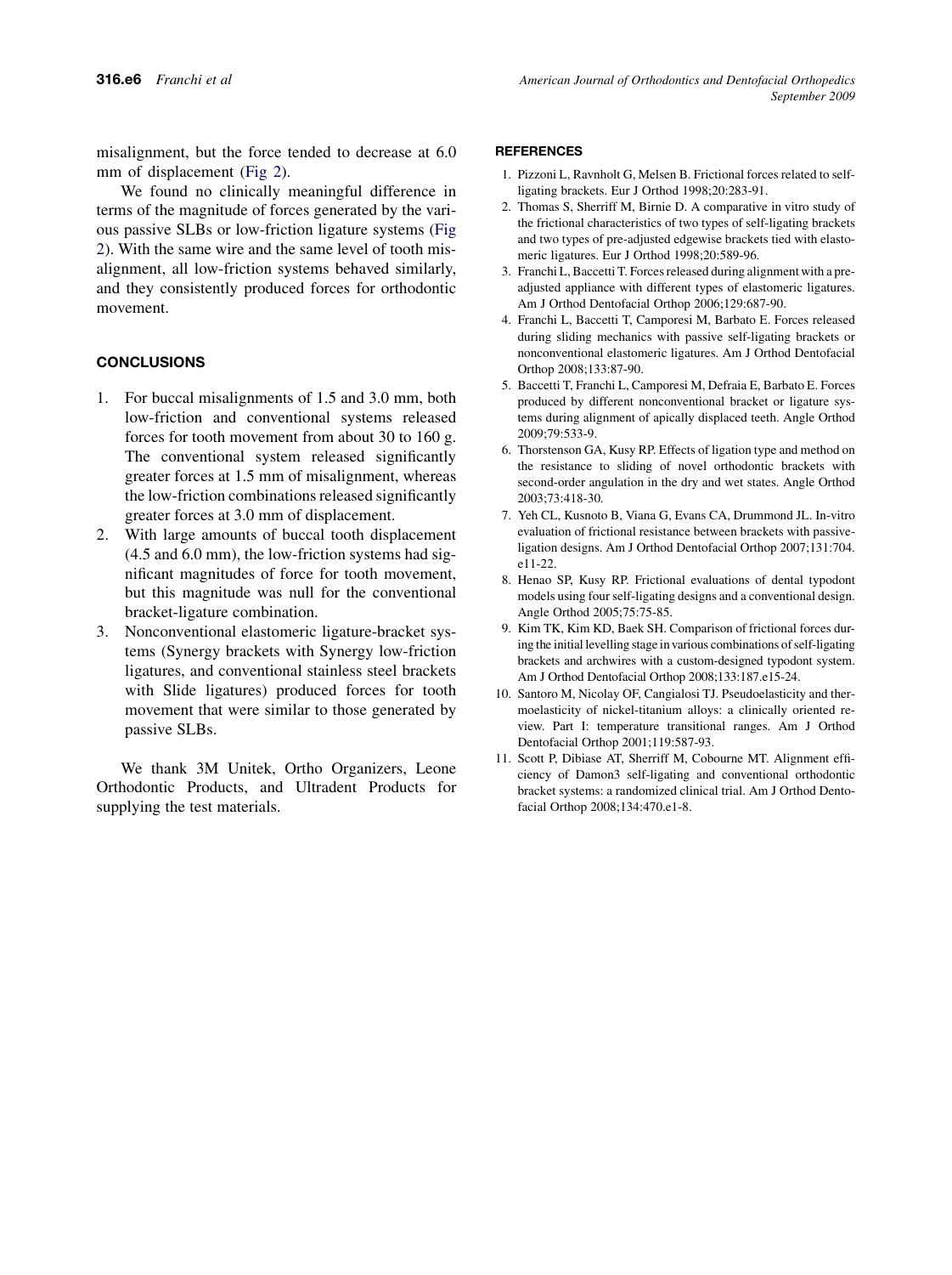misalignment, but the force tended to decrease at 6.0 mm of displacement (Fig 2).

We found no clinically meaningful difference in terms of the magnitude of forces generated by the various passive SLBs or low-friction ligature systems (Fig 2). With the same wire and the same level of tooth misalignment, all low-friction systems behaved similarly, and they consistently produced forces for orthodontic movement.

## CONCLUSIONS

1. For buccal misalignments of 1.5 and 3.0 mm, both low-friction and conventional systems released forces for tooth movement from about 30 to 160 g. The conventional system released significantly greater forces at 1.5 mm of misalignment, whereas the low-friction combinations released significantly greater forces at 3.0 mm of displacement.
2. With large amounts of buccal tooth displacement (4.5 and 6.0 mm), the low-friction systems had significant magnitudes of force for tooth movement, but this magnitude was null for the conventional bracket-ligature combination.
3. Nonconventional elastomeric ligature-bracket systems (Synergy brackets with Synergy low-friction ligatures, and conventional stainless steel brackets with Slide ligatures) produced forces for tooth movement that were similar to those generated by passive SLBs.

We thank 3M Unitek, Ortho Organizers, Leone Orthodontic Products, and Ultradent Products for supplying the test materials.

## REFERENCES

1. Pizzoni L, Ravnholt G, Melsen B. Frictional forces related to self-ligating brackets. Eur J Orthod 1998;20:283-91.
2. Thomas S, Sherriff M, Birnie D. A comparative in vitro study of the frictional characteristics of two types of self-ligating brackets and two types of pre-adjusted edgewise brackets tied with elastomeric ligatures. Eur J Orthod 1998;20:589-96.
3. Franchi L, Baccetti T. Forces released during alignment with a preadjusted appliance with different types of elastomeric ligatures. Am J Orthod Dentofacial Orthop 2006;129:687-90.
4. Franchi L, Baccetti T, Camporesi M, Barbato E. Forces released during sliding mechanics with passive self-ligating brackets or nonconventional elastomeric ligatures. Am J Orthod Dentofacial Orthop 2008;133:87-90.
5. Baccetti T, Franchi L, Camporesi M, Defraia E, Barbato E. Forces produced by different nonconventional bracket or ligature systems during alignment of apically displaced teeth. Angle Orthod 2009;79:533-9.
6. Thorstenson GA, Kusy RP. Effects of ligation type and method on the resistance to sliding of novel orthodontic brackets with second-order angulation in the dry and wet states. Angle Orthod 2003;73:418-30.
7. Yeh CL, Kusnoto B, Viana G, Evans CA, Drummond JL. In-vitro evaluation of frictional resistance between brackets with passive-ligation designs. Am J Orthod Dentofacial Orthop 2007;131:704.e11-22.
8. Henao SP, Kusy RP. Frictional evaluations of dental typodont models using four self-ligating designs and a conventional design. Angle Orthod 2005;75:75-85.
9. Kim TK, Kim KD, Baek SH. Comparison of frictional forces during the initial levelling stage in various combinations of self-ligating brackets and archwires with a custom-designed typodont system. Am J Orthod Dentofacial Orthop 2008;133:187.e15-24.
10. Santoro M, Nicolay OF, Cangialosi TJ. Pseudoelasticity and thermoelasticity of nickel-titanium alloys: a clinically oriented review. Part I: temperature transitional ranges. Am J Orthod Dentofacial Orthop 2001;119:587-93.
11. Scott P, Dibiase AT, Sherriff M, Cobourne MT. Alignment efficiency of Damon3 self-ligating and conventional orthodontic bracket systems: a randomized clinical trial. Am J Orthod Dentofacial Orthop 2008;134:470.e1-8.